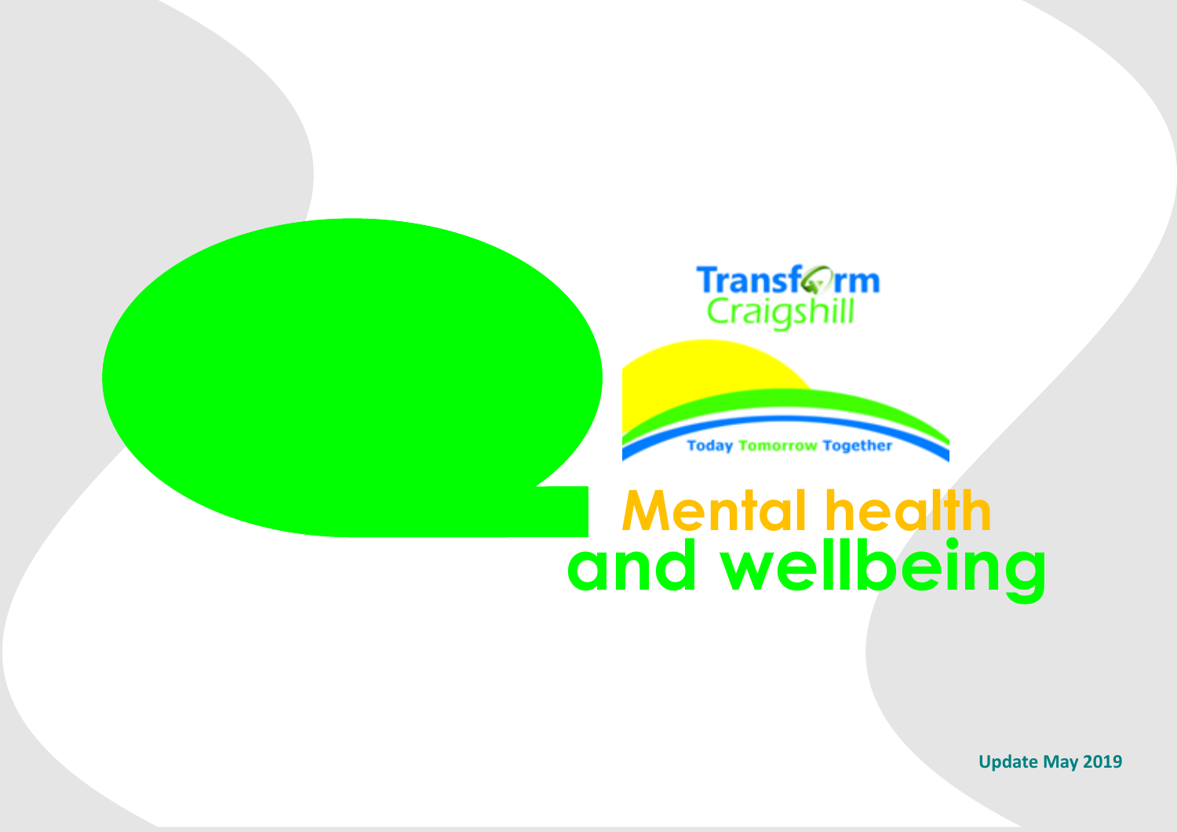Transform Craigshill

Today Tomorrow Together

# Mental health and wellbeing

**Update May 2019**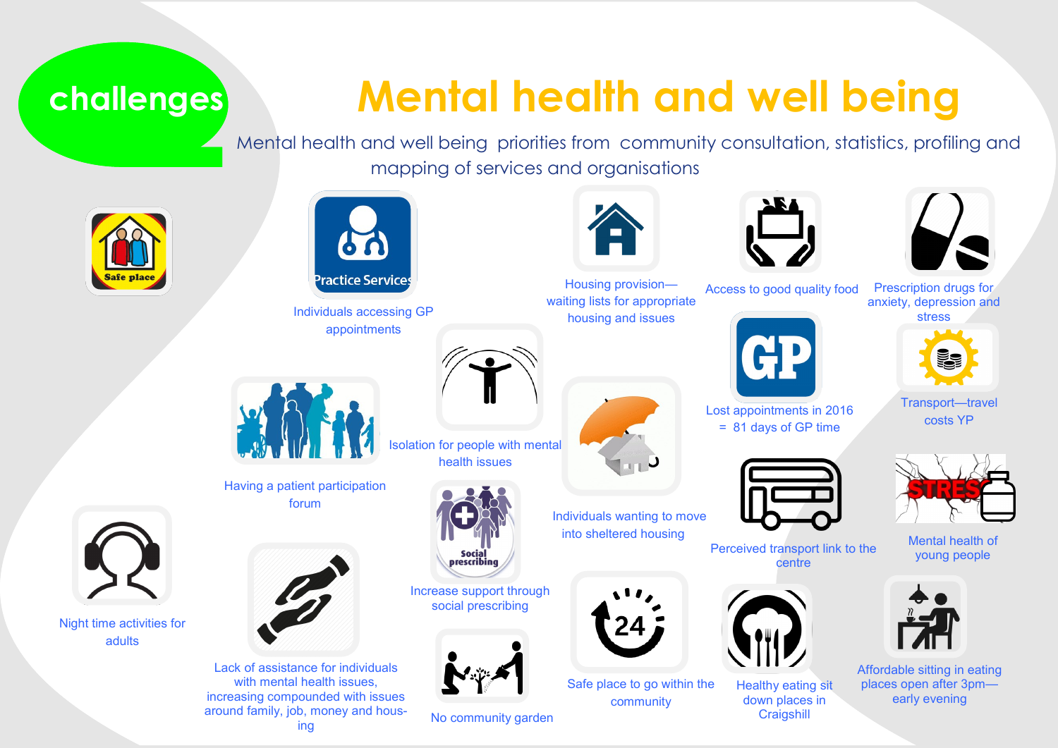challenges

# Mental health and well being

Mental health and well being priorities from community consultation, statistics, profiling and mapping of services and organisations

- Individuals accessing GP appointments
- Housing provision—waiting lists for appropriate housing and issues
- Access to good quality food
- Prescription drugs for anxiety, depression and stress
- Lost appointments in 2016 = 81 days of GP time
- Transport—travel costs YP
- Having a patient participation forum
- Isolation for people with mental health issues
- Individuals wanting to move into sheltered housing
- Perceived transport link to the centre
- Mental health of young people
- Night time activities for adults
- Increase support through social prescribing
- Lack of assistance for individuals with mental health issues, increasing compounded with issues around family, job, money and housing
- No community garden
- Safe place to go within the community
- Healthy eating sit down places in Craigshill
- Affordable sitting in eating places open after 3pm—early evening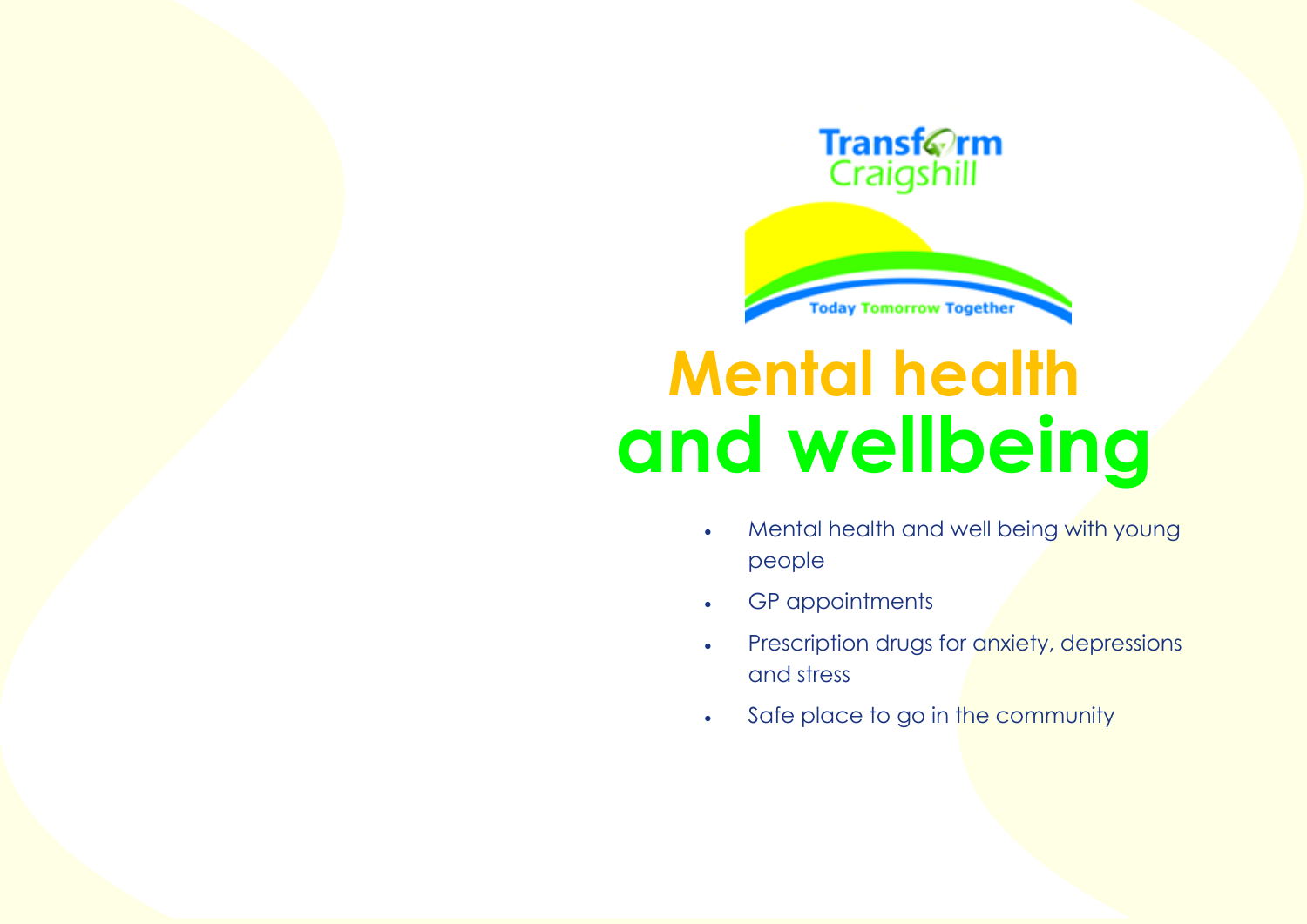Transform Craigshill

Today Tomorrow Together

# Mental health and wellbeing

- Mental health and well being with young people
- GP appointments
- Prescription drugs for anxiety, depressions and stress
- Safe place to go in the community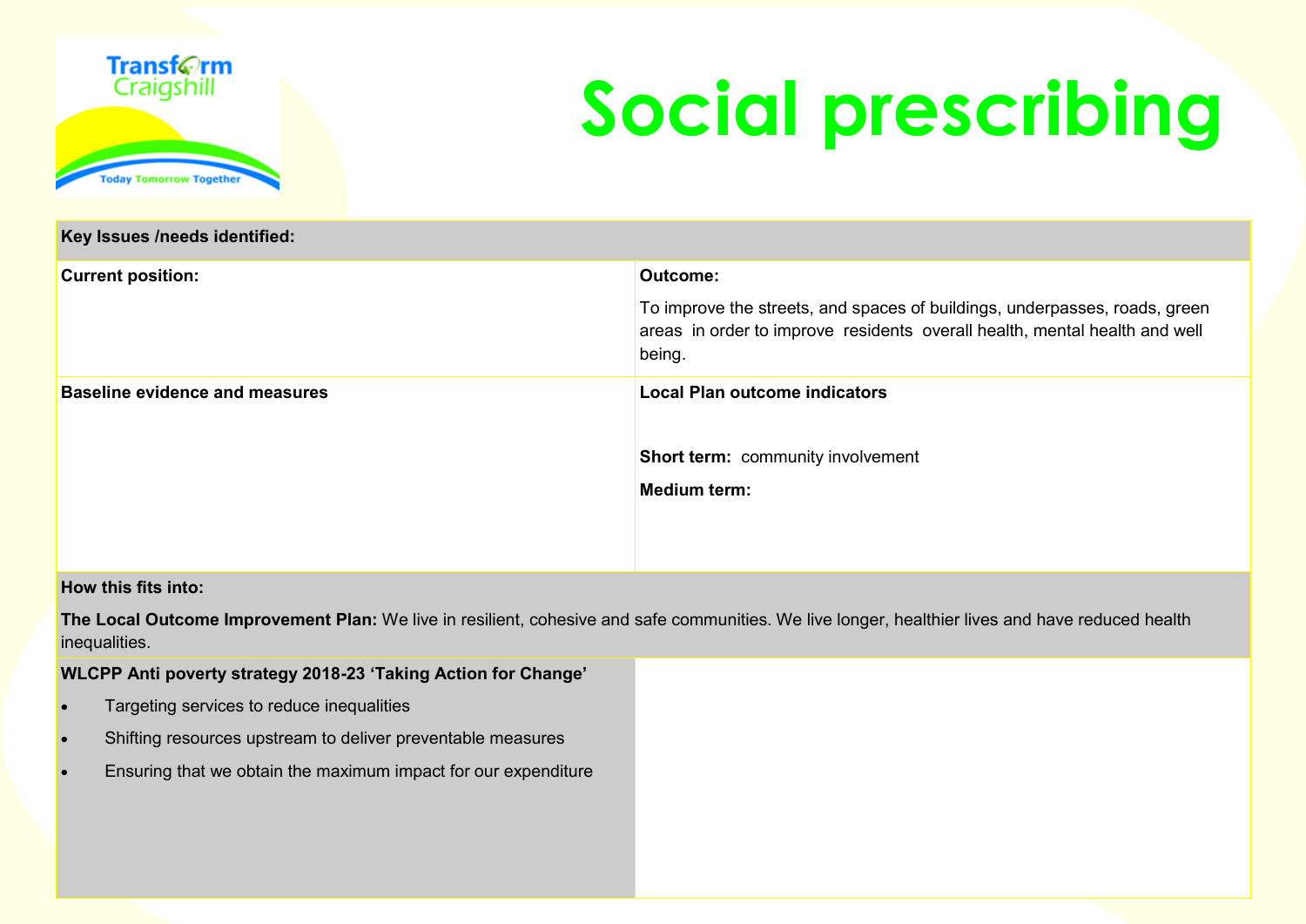Transform Craigshill

Today Tomorrow Together

# Social prescribing

| Key Issues /needs identified: | |
|---|---|
| **Current position:** | **Outcome:** To improve the streets, and spaces of buildings, underpasses, roads, green areas in order to improve residents overall health, mental health and well being. |
| **Baseline evidence and measures** | **Local Plan outcome indicators** <br><br> **Short term:** community involvement <br><br> **Medium term:** |
| **How this fits into:** <br><br> **The Local Outcome Improvement Plan:** We live in resilient, cohesive and safe communities. We live longer, healthier lives and have reduced health inequalities. | |
| **WLCPP Anti poverty strategy 2018-23 'Taking Action for Change'** <br><br> • Targeting services to reduce inequalities <br> • Shifting resources upstream to deliver preventable measures <br> • Ensuring that we obtain the maximum impact for our expenditure | |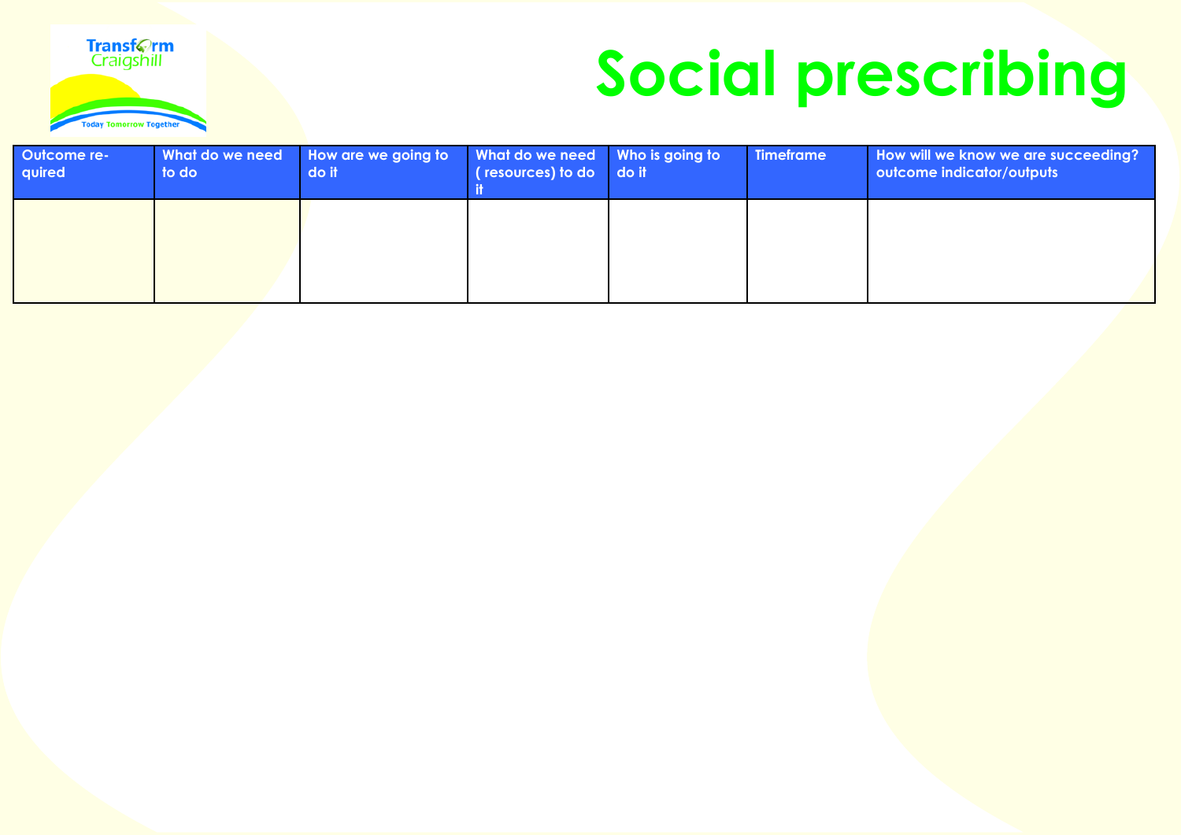Transform Craigshill

Today Tomorrow Together

# Social prescribing

| Outcome required | What do we need to do | How are we going to do it | What do we need ( resources) to do it | Who is going to do it | Timeframe | How will we know we are succeeding? outcome indicator/outputs |
|---|---|---|---|---|---|---|
| | | | | | | |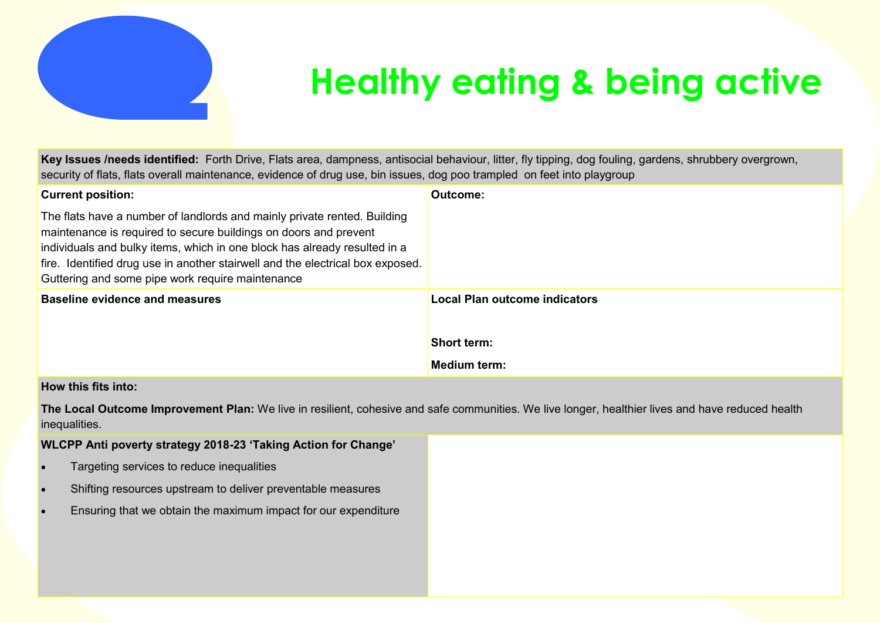# Healthy eating & being active

**Key Issues /needs identified:** Forth Drive, Flats area, dampness, antisocial behaviour, litter, fly tipping, dog fouling, gardens, shrubbery overgrown, security of flats, flats overall maintenance, evidence of drug use, bin issues, dog poo trampled on feet into playgroup

| **Current position:** | **Outcome:** |
|---|---|
| The flats have a number of landlords and mainly private rented. Building maintenance is required to secure buildings on doors and prevent individuals and bulky items, which in one block has already resulted in a fire. Identified drug use in another stairwell and the electrical box exposed. Guttering and some pipe work require maintenance | |
| **Baseline evidence and measures** | **Local Plan outcome indicators**<br><br>**Short term:**<br><br>**Medium term:** |

**How this fits into:**

**The Local Outcome Improvement Plan:** We live in resilient, cohesive and safe communities. We live longer, healthier lives and have reduced health inequalities.

**WLCPP Anti poverty strategy 2018-23 'Taking Action for Change'**

- Targeting services to reduce inequalities
- Shifting resources upstream to deliver preventable measures
- Ensuring that we obtain the maximum impact for our expenditure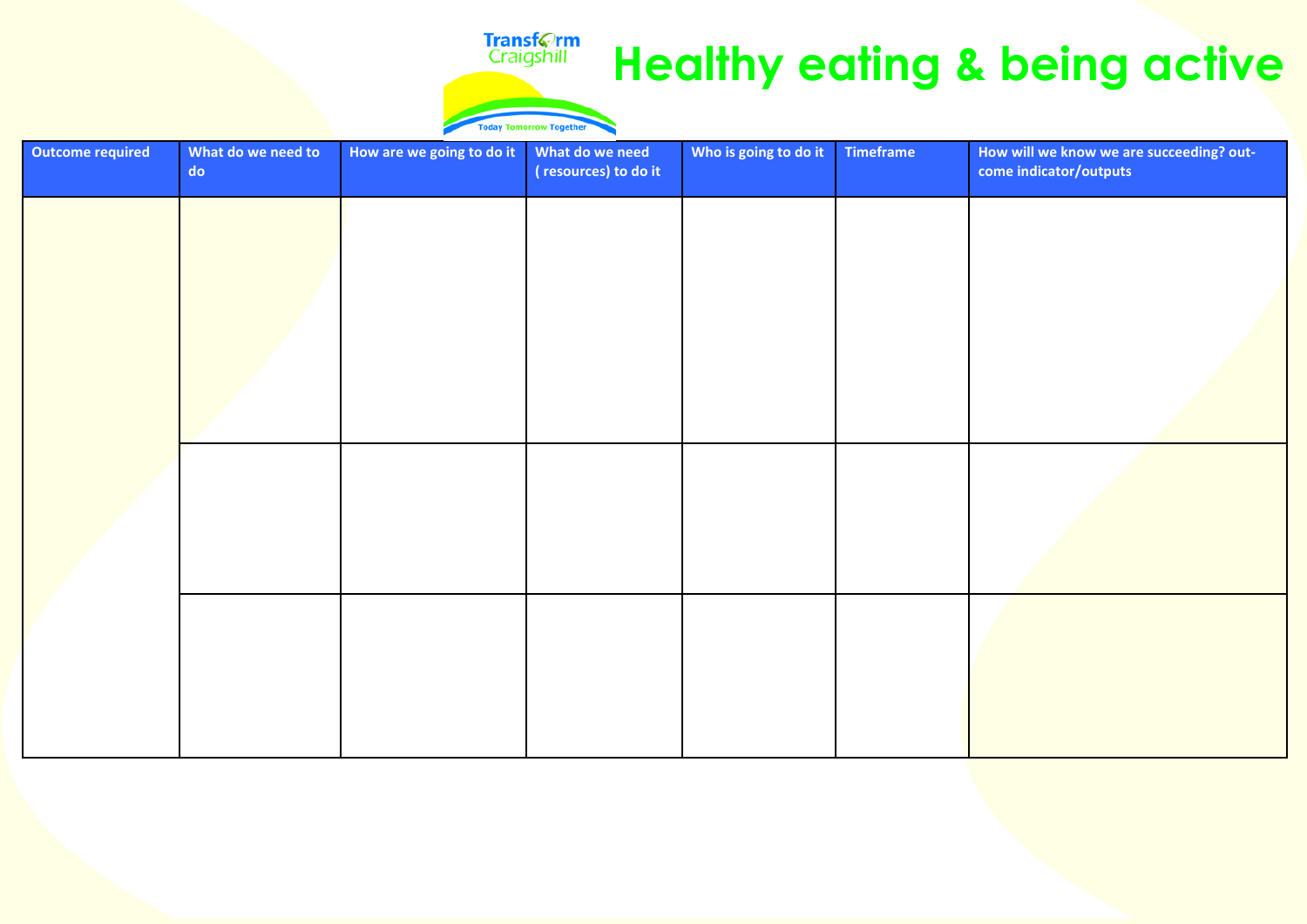Transform Craigshill

Today Tomorrow Together

# Healthy eating & being active

| Outcome required | What do we need to do | How are we going to do it | What do we need ( resources) to do it | Who is going to do it | Timeframe | How will we know we are succeeding? out-come indicator/outputs |
|---|---|---|---|---|---|---|
| | | | | | | |
| | | | | | | |
| | | | | | | |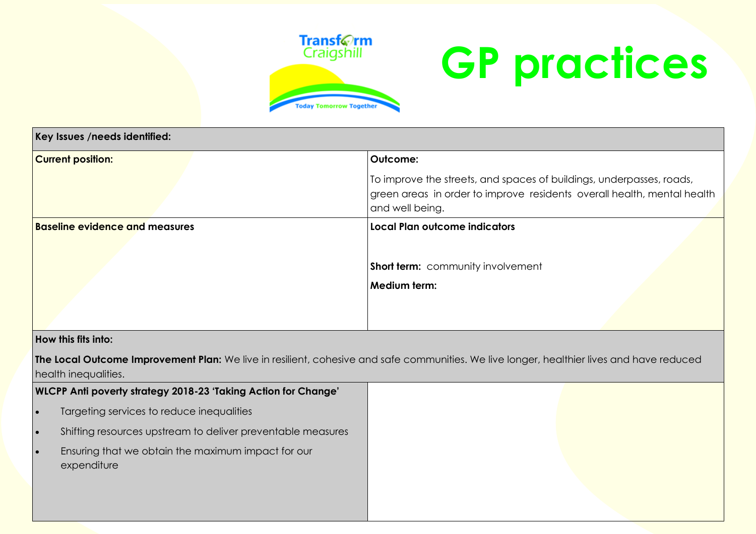# GP practices

Transform Craigshill — Today Tomorrow Together

| Key Issues /needs identified: | |
|---|---|
| **Current position:** | **Outcome:**<br>To improve the streets, and spaces of buildings, underpasses, roads, green areas in order to improve residents overall health, mental health and well being. |
| **Baseline evidence and measures** | **Local Plan outcome indicators**<br><br>**Short term:** community involvement<br>**Medium term:** |
| **How this fits into:**<br>**The Local Outcome Improvement Plan:** We live in resilient, cohesive and safe communities. We live longer, healthier lives and have reduced health inequalities. | |
| **WLCPP Anti poverty strategy 2018-23 'Taking Action for Change'**<br>• Targeting services to reduce inequalities<br>• Shifting resources upstream to deliver preventable measures<br>• Ensuring that we obtain the maximum impact for our expenditure | |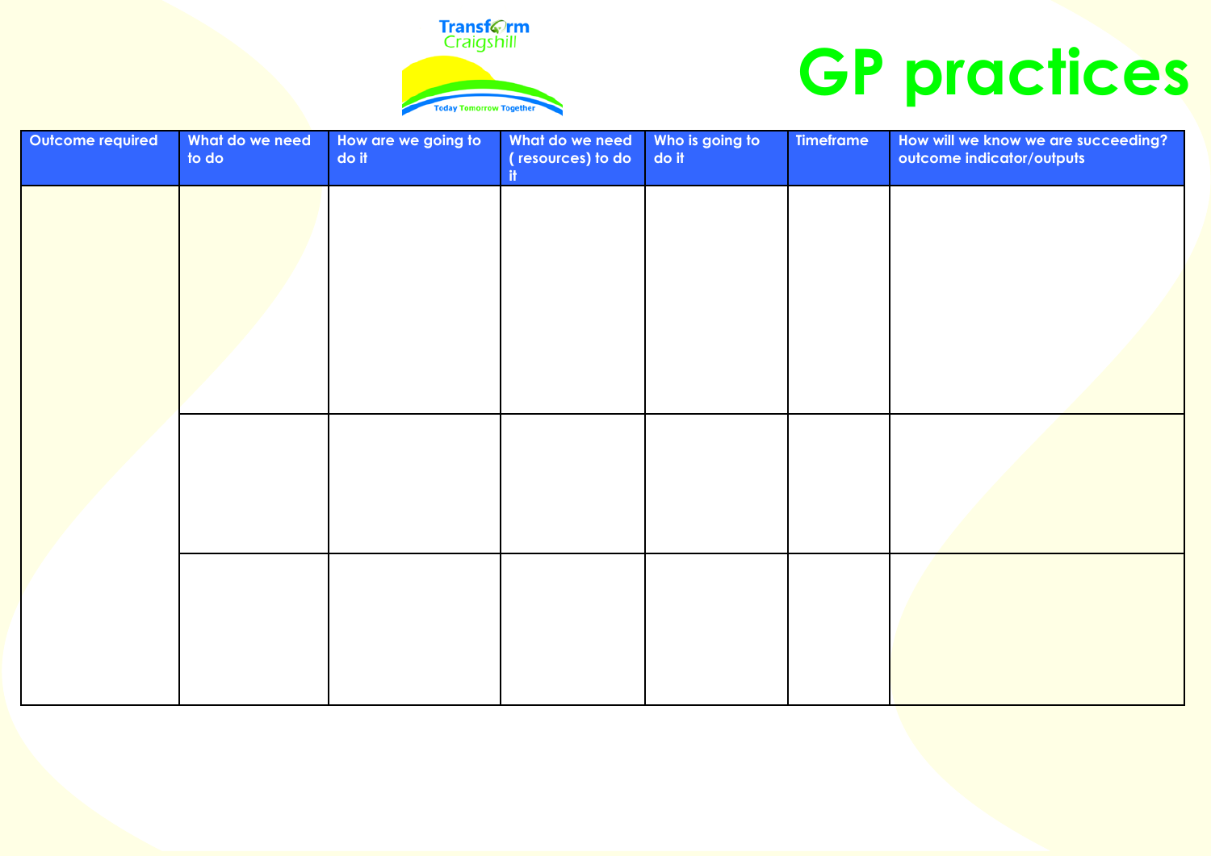Transform Craigshill

Today Tomorrow Together

# GP practices

| Outcome required | What do we need to do | How are we going to do it | What do we need ( resources) to do it | Who is going to do it | Timeframe | How will we know we are succeeding? outcome indicator/outputs |
|---|---|---|---|---|---|---|
| | | | | | | |
| | | | | | | |
| | | | | | | |